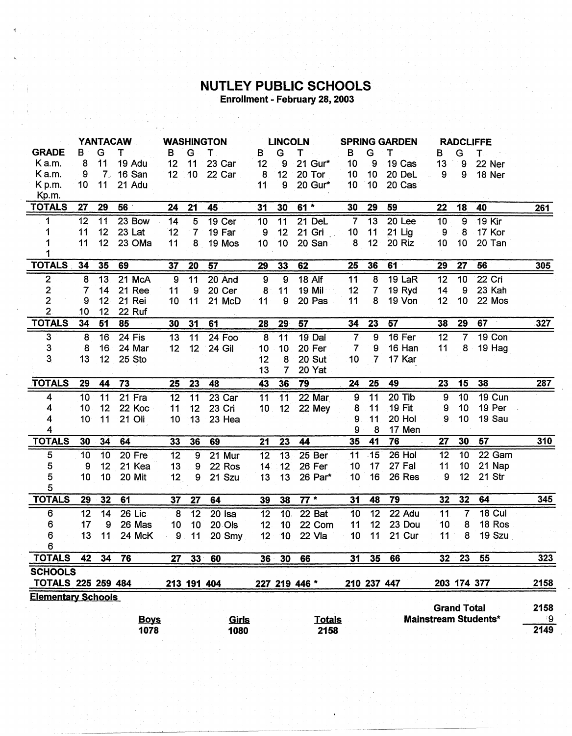# NUTLEY PUBLIC SCHOOLS

**Enrollment - February 28, 2003**

| | YANTACAW | | | WASHINGTON | | | LINCOLN | | | SPRING GARDEN | | | RADCLIFFE | | | |
|---|---|---|---|---|---|---|---|---|---|---|---|---|---|---|---|---|
| GRADE | B | G | T | B | G | T | B | G | T | B | G | T | B | G | T | |
| K a.m. | 8 | 11 | 19 Adu | 12 | 11 | 23 Car | 12 | 9 | 21 Gur* | 10 | 9 | 19 Cas | 13 | 9 | 22 Ner | |
| K a.m. | 9 | 7 | 16 San | 12 | 10 | 22 Car | 8 | 12 | 20 Tor | 10 | 10 | 20 DeL | 9 | 9 | 18 Ner | |
| K p.m. | 10 | 11 | 21 Adu | | | | 11 | 9 | 20 Gur* | 10 | 10 | 20 Cas | | | | |
| Kp.m. | | | | | | | | | | | | | | | | |
| **TOTALS** | **27** | **29** | **56** | **24** | **21** | **45** | **31** | **30** | **61 \*** | **30** | **29** | **59** | **22** | **18** | **40** | **261** |
| 1 | 12 | 11 | 23 Bow | 14 | 5 | 19 Cer | 10 | 11 | 21 DeL | 7 | 13 | 20 Lee | 10 | 9 | 19 Kir | |
| 1 | 11 | 12 | 23 Lat | 12 | 7 | 19 Far | 9 | 12 | 21 Gri | 10 | 11 | 21 Lig | 9 | 8 | 17 Kor | |
| 1 | 11 | 12 | 23 OMa | 11 | 8 | 19 Mos | 10 | 10 | 20 San | 8 | 12 | 20 Riz | 10 | 10 | 20 Tan | |
| 1 | | | | | | | | | | | | | | | | |
| **TOTALS** | **34** | **35** | **69** | **37** | **20** | **57** | **29** | **33** | **62** | **25** | **36** | **61** | **29** | **27** | **56** | **305** |
| 2 | 8 | 13 | 21 McA | 9 | 11 | 20 And | 9 | 9 | 18 Alf | 11 | 8 | 19 LaR | 12 | 10 | 22 Cri | |
| 2 | 7 | 14 | 21 Ree | 11 | 9 | 20 Cer | 8 | 11 | 19 Mil | 12 | 7 | 19 Ryd | 14 | 9 | 23 Kah | |
| 2 | 9 | 12 | 21 Rei | 10 | 11 | 21 McD | 11 | 9 | 20 Pas | 11 | 8 | 19 Von | 12 | 10 | 22 Mos | |
| 2 | 10 | 12 | 22 Ruf | | | | | | | | | | | | | |
| **TOTALS** | **34** | **51** | **85** | **30** | **31** | **61** | **28** | **29** | **57** | **34** | **23** | **57** | **38** | **29** | **67** | **327** |
| 3 | 8 | 16 | 24 Fis | 13 | 11 | 24 Foo | 8 | 11 | 19 Dal | 7 | 9 | 16 Fer | 12 | 7 | 19 Con | |
| 3 | 8 | 16 | 24 Mar | 12 | 12 | 24 Gil | 10 | 10 | 20 Fer | 7 | 9 | 16 Han | 11 | 8 | 19 Hag | |
| 3 | 13 | 12 | 25 Sto | | | | 12 | 8 | 20 Sut | 10 | 7 | 17 Kar | | | | |
| | | | | | | | 13 | 7 | 20 Yat | | | | | | | |
| **TOTALS** | **29** | **44** | **73** | **25** | **23** | **48** | **43** | **36** | **79** | **24** | **25** | **49** | **23** | **15** | **38** | **287** |
| 4 | 10 | 11 | 21 Fra | 12 | 11 | 23 Car | 11 | 11 | 22 Mar | 9 | 11 | 20 Tib | 9 | 10 | 19 Cun | |
| 4 | 10 | 12 | 22 Koc | 11 | 12 | 23 Cri | 10 | 12 | 22 Mey | 8 | 11 | 19 Fit | 9 | 10 | 19 Per | |
| 4 | 10 | 11 | 21 Oli | 10 | 13 | 23 Hea | | | | 9 | 11 | 20 Hol | 9 | 10 | 19 Sau | |
| 4 | | | | | | | | | | 9 | 8 | 17 Men | | | | |
| **TOTALS** | **30** | **34** | **64** | **33** | **36** | **69** | **21** | **23** | **44** | **35** | **41** | **76** | **27** | **30** | **57** | **310** |
| 5 | 10 | 10 | 20 Fre | 12 | 9 | 21 Mur | 12 | 13 | 25 Ber | 11 | 15 | 26 Hol | 12 | 10 | 22 Gam | |
| 5 | 9 | 12 | 21 Kea | 13 | 9 | 22 Ros | 14 | 12 | 26 Fer | 10 | 17 | 27 Fal | 11 | 10 | 21 Nap | |
| 5 | 10 | 10 | 20 Mit | 12 | 9 | 21 Szu | 13 | 13 | 26 Par* | 10 | 16 | 26 Res | 9 | 12 | 21 Str | |
| 5 | | | | | | | | | | | | | | | | |
| **TOTALS** | **29** | **32** | **61** | **37** | **27** | **64** | **39** | **38** | **77 \*** | **31** | **48** | **79** | **32** | **32** | **64** | **345** |
| 6 | 12 | 14 | 26 Lic | 8 | 12 | 20 Isa | 12 | 10 | 22 Bat | 10 | 12 | 22 Adu | 11 | 7 | 18 Cul | |
| 6 | 17 | 9 | 26 Mas | 10 | 10 | 20 Ols | 12 | 10 | 22 Com | 11 | 12 | 23 Dou | 10 | 8 | 18 Ros | |
| 6 | 13 | 11 | 24 McK | 9 | 11 | 20 Smy | 12 | 10 | 22 Vla | 10 | 11 | 21 Cur | 11 | 8 | 19 Szu | |
| 6 | | | | | | | | | | | | | | | | |
| **TOTALS** | **42** | **34** | **76** | **27** | **33** | **60** | **36** | **30** | **66** | **31** | **35** | **66** | **32** | **23** | **55** | **323** |
| **SCHOOLS TOTALS** | **225** | **259** | **484** | **213** | **191** | **404** | **227** | **219** | **446 \*** | **210** | **237** | **447** | **203** | **174** | **377** | **2158** |

**Elementary Schools**

| Boys | Girls | Totals |
|---|---|---|
| 1078 | 1080 | 2158 |

| | |
|---|---|
| **Grand Total** | 2158 |
| **Mainstream Students*** | 9 |
| | 2149 |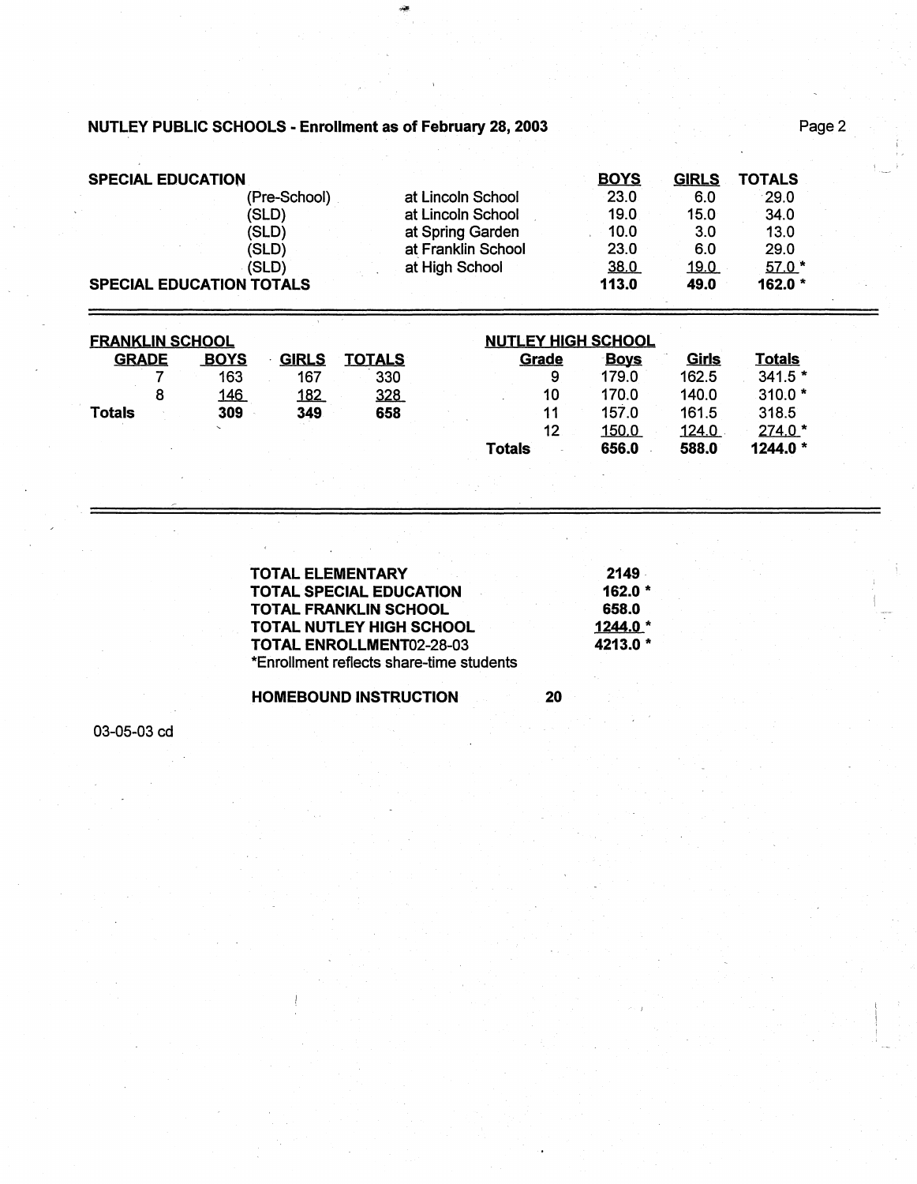## NUTLEY PUBLIC SCHOOLS - Enrollment as of February 28, 2003

| SPECIAL EDUCATION | | BOYS | GIRLS | TOTALS |
|---|---|---|---|---|
| (Pre-School) | at Lincoln School | 23.0 | 6.0 | 29.0 |
| (SLD) | at Lincoln School | 19.0 | 15.0 | 34.0 |
| (SLD) | at Spring Garden | 10.0 | 3.0 | 13.0 |
| (SLD) | at Franklin School | 23.0 | 6.0 | 29.0 |
| (SLD) | at High School | 38.0 | 19.0 | 57.0 * |
| **SPECIAL EDUCATION TOTALS** | | **113.0** | **49.0** | **162.0 *** |

**FRANKLIN SCHOOL**

| GRADE | BOYS | GIRLS | TOTALS |
|---|---|---|---|
| 7 | 163 | 167 | 330 |
| 8 | 146 | 182 | 328 |
| **Totals** | **309** | **349** | **658** |

**NUTLEY HIGH SCHOOL**

| Grade | Boys | Girls | Totals |
|---|---|---|---|
| 9 | 179.0 | 162.5 | 341.5 * |
| 10 | 170.0 | 140.0 | 310.0 * |
| 11 | 157.0 | 161.5 | 318.5 |
| 12 | 150.0 | 124.0 | 274.0 * |
| **Totals** | **656.0** | **588.0** | **1244.0 *** |

| | |
|---|---|
| **TOTAL ELEMENTARY** | **2149** |
| **TOTAL SPECIAL EDUCATION** | **162.0 *** |
| **TOTAL FRANKLIN SCHOOL** | **658.0** |
| **TOTAL NUTLEY HIGH SCHOOL** | **1244.0 *** |
| **TOTAL ENROLLMENT**02-28-03 | **4213.0 *** |

*Enrollment reflects share-time students

**HOMEBOUND INSTRUCTION** **20**

03-05-03 cd